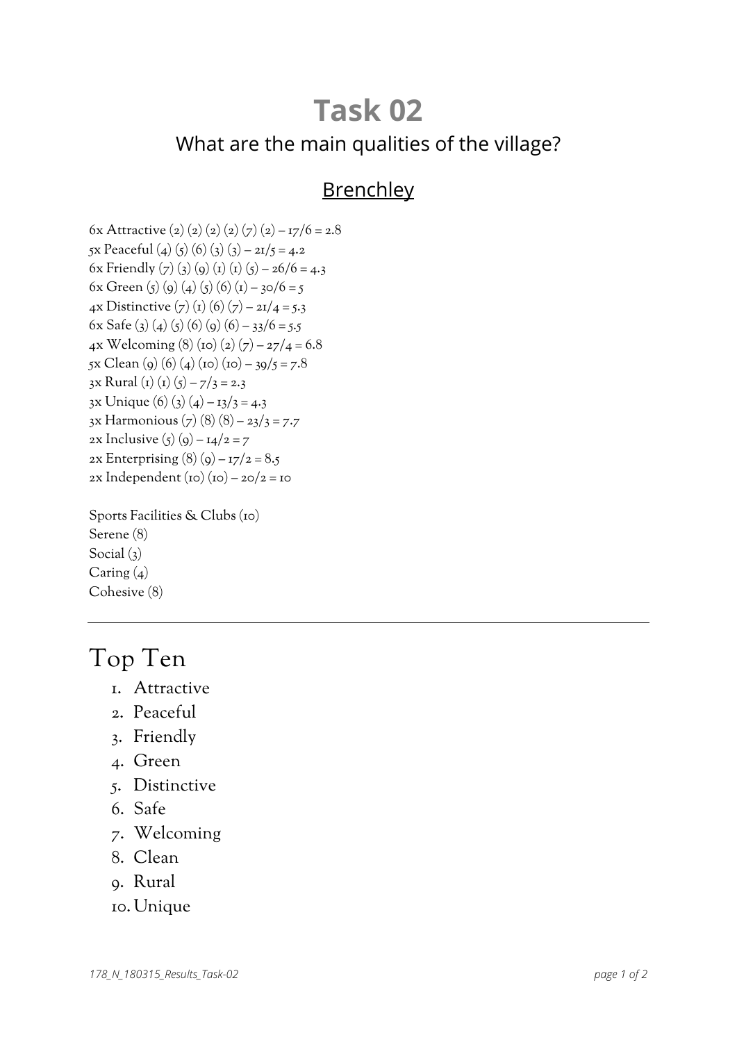# Task 02

## What are the main qualities of the village?

### Brenchley

6x Attractive (2) (2) (2) (2) (7) (2) – 17/6 = 2.8
5x Peaceful (4) (5) (6) (3) (3) – 21/5 = 4.2
6x Friendly (7) (3) (9) (1) (1) (5) – 26/6 = 4.3
6x Green (5) (9) (4) (5) (6) (1) – 30/6 = 5
4x Distinctive (7) (1) (6) (7) – 21/4 = 5.3
6x Safe (3) (4) (5) (6) (9) (6) – 33/6 = 5.5
4x Welcoming (8) (10) (2) (7) – 27/4 = 6.8
5x Clean (9) (6) (4) (10) (10) – 39/5 = 7.8
3x Rural (1) (1) (5) – 7/3 = 2.3
3x Unique (6) (3) (4) – 13/3 = 4.3
3x Harmonious (7) (8) (8) – 23/3 = 7.7
2x Inclusive (5) (9) – 14/2 = 7
2x Enterprising (8) (9) – 17/2 = 8.5
2x Independent (10) (10) – 20/2 = 10

Sports Facilities & Clubs (10)
Serene (8)
Social (3)
Caring (4)
Cohesive (8)

---

# Top Ten

1. Attractive
2. Peaceful
3. Friendly
4. Green
5. Distinctive
6. Safe
7. Welcoming
8. Clean
9. Rural
10. Unique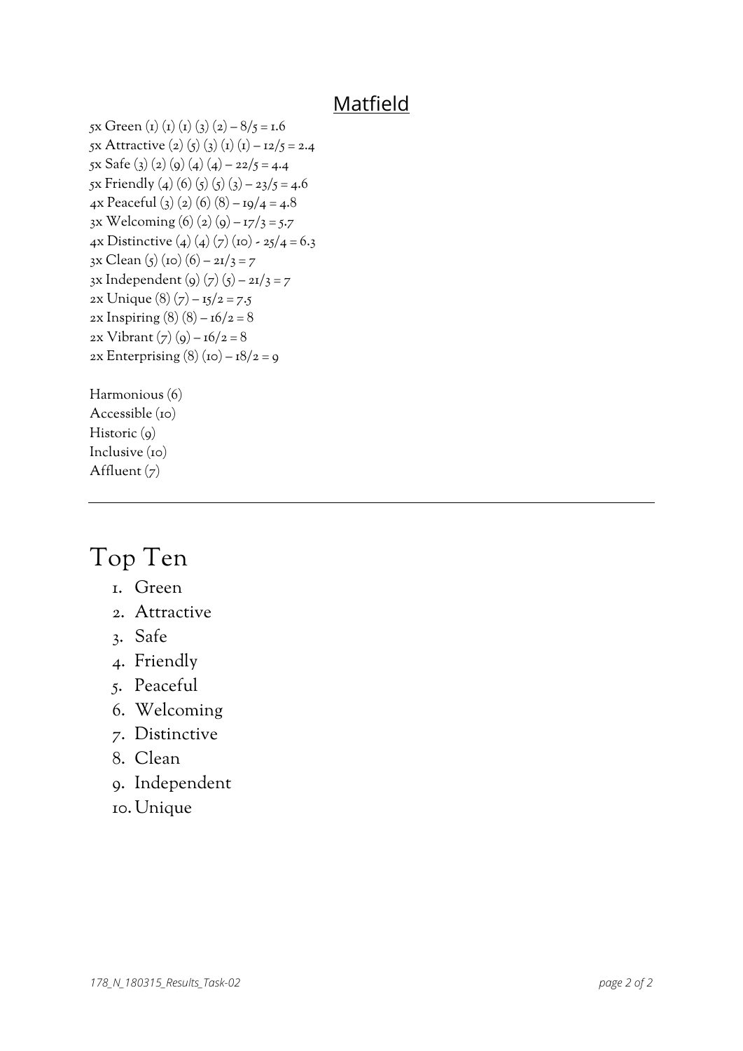## Matfield

5x Green (1) (1) (1) (3) (2) – 8/5 = 1.6
5x Attractive (2) (5) (3) (1) (1) – 12/5 = 2.4
5x Safe (3) (2) (9) (4) (4) – 22/5 = 4.4
5x Friendly (4) (6) (5) (5) (3) – 23/5 = 4.6
4x Peaceful (3) (2) (6) (8) – 19/4 = 4.8
3x Welcoming (6) (2) (9) – 17/3 = 5.7
4x Distinctive (4) (4) (7) (10) - 25/4 = 6.3
3x Clean (5) (10) (6) – 21/3 = 7
3x Independent (9) (7) (5) – 21/3 = 7
2x Unique (8) (7) – 15/2 = 7.5
2x Inspiring (8) (8) – 16/2 = 8
2x Vibrant (7) (9) – 16/2 = 8
2x Enterprising (8) (10) – 18/2 = 9

Harmonious (6)
Accessible (10)
Historic (9)
Inclusive (10)
Affluent (7)

---

# Top Ten

1. Green
2. Attractive
3. Safe
4. Friendly
5. Peaceful
6. Welcoming
7. Distinctive
8. Clean
9. Independent
10. Unique